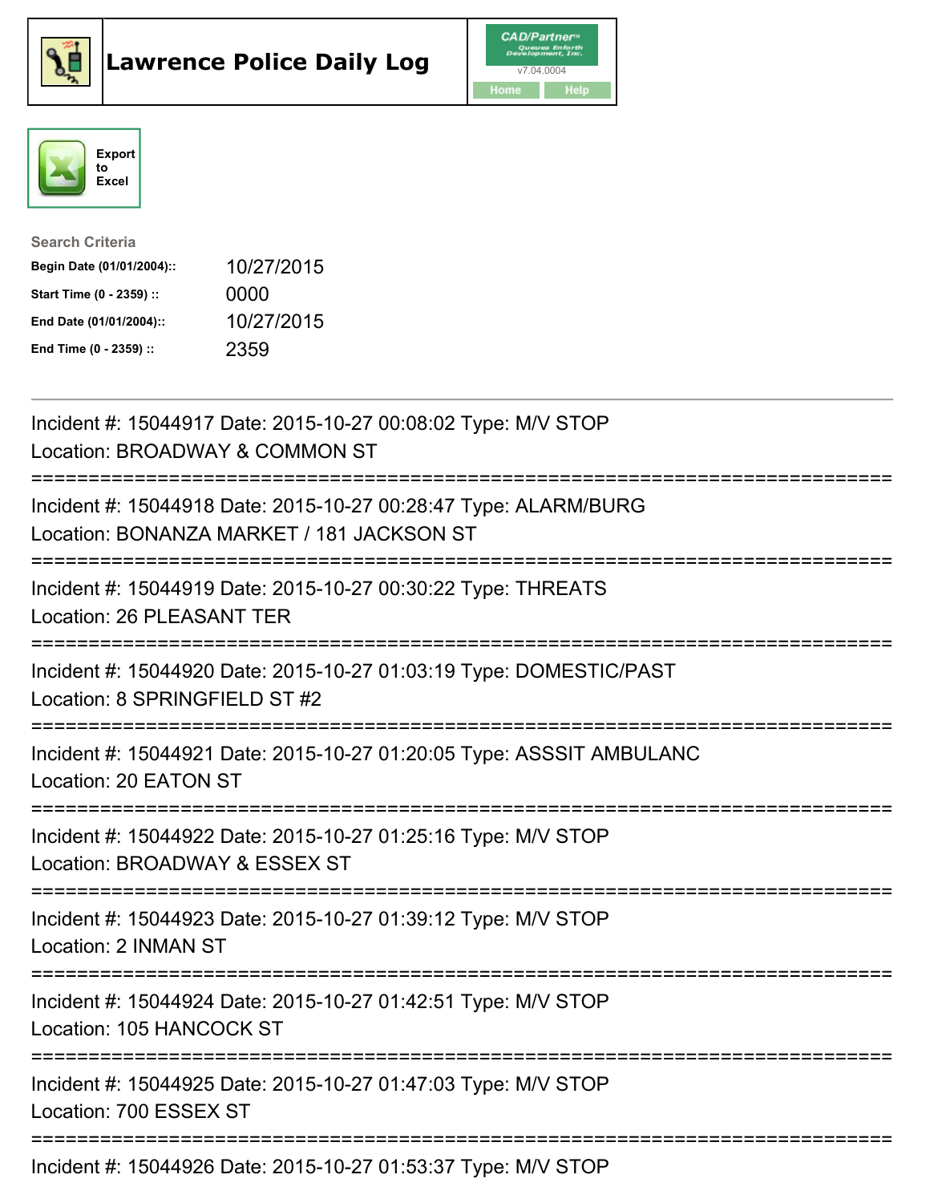# Lawrence Police Daily Log

CAD/Partner Queues Enforth Development, Inc.
v7.04.0004
Home Help

Export to Excel

**Search Criteria**

| | |
|---|---|
| **Begin Date (01/01/2004)::** | 10/27/2015 |
| **Start Time (0 - 2359) ::** | 0000 |
| **End Date (01/01/2004)::** | 10/27/2015 |
| **End Time (0 - 2359) ::** | 2359 |

---

Incident #: 15044917 Date: 2015-10-27 00:08:02 Type: M/V STOP
Location: BROADWAY & COMMON ST

===========================================================================

Incident #: 15044918 Date: 2015-10-27 00:28:47 Type: ALARM/BURG
Location: BONANZA MARKET / 181 JACKSON ST

===========================================================================

Incident #: 15044919 Date: 2015-10-27 00:30:22 Type: THREATS
Location: 26 PLEASANT TER

===========================================================================

Incident #: 15044920 Date: 2015-10-27 01:03:19 Type: DOMESTIC/PAST
Location: 8 SPRINGFIELD ST #2

===========================================================================

Incident #: 15044921 Date: 2015-10-27 01:20:05 Type: ASSSIT AMBULANC
Location: 20 EATON ST

===========================================================================

Incident #: 15044922 Date: 2015-10-27 01:25:16 Type: M/V STOP
Location: BROADWAY & ESSEX ST

===========================================================================

Incident #: 15044923 Date: 2015-10-27 01:39:12 Type: M/V STOP
Location: 2 INMAN ST

===========================================================================

Incident #: 15044924 Date: 2015-10-27 01:42:51 Type: M/V STOP
Location: 105 HANCOCK ST

===========================================================================

Incident #: 15044925 Date: 2015-10-27 01:47:03 Type: M/V STOP
Location: 700 ESSEX ST

===========================================================================

Incident #: 15044926 Date: 2015-10-27 01:53:37 Type: M/V STOP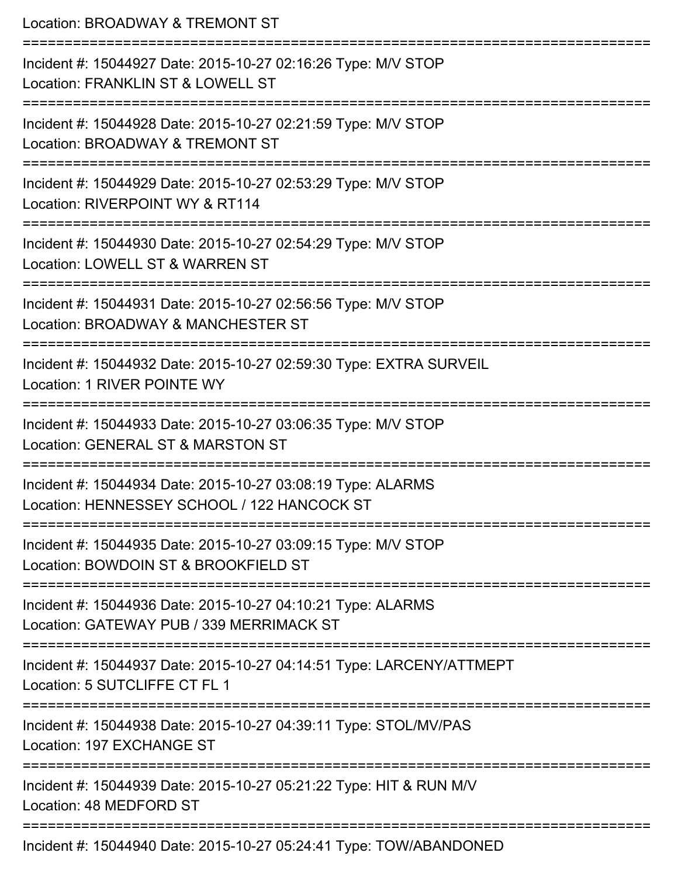Location: BROADWAY & TREMONT ST

===========================================================================

Incident #: 15044927 Date: 2015-10-27 02:16:26 Type: M/V STOP
Location: FRANKLIN ST & LOWELL ST

===========================================================================

Incident #: 15044928 Date: 2015-10-27 02:21:59 Type: M/V STOP
Location: BROADWAY & TREMONT ST

===========================================================================

Incident #: 15044929 Date: 2015-10-27 02:53:29 Type: M/V STOP
Location: RIVERPOINT WY & RT114

===========================================================================

Incident #: 15044930 Date: 2015-10-27 02:54:29 Type: M/V STOP
Location: LOWELL ST & WARREN ST

===========================================================================

Incident #: 15044931 Date: 2015-10-27 02:56:56 Type: M/V STOP
Location: BROADWAY & MANCHESTER ST

===========================================================================

Incident #: 15044932 Date: 2015-10-27 02:59:30 Type: EXTRA SURVEIL
Location: 1 RIVER POINTE WY

===========================================================================

Incident #: 15044933 Date: 2015-10-27 03:06:35 Type: M/V STOP
Location: GENERAL ST & MARSTON ST

===========================================================================

Incident #: 15044934 Date: 2015-10-27 03:08:19 Type: ALARMS
Location: HENNESSEY SCHOOL / 122 HANCOCK ST

===========================================================================

Incident #: 15044935 Date: 2015-10-27 03:09:15 Type: M/V STOP
Location: BOWDOIN ST & BROOKFIELD ST

===========================================================================

Incident #: 15044936 Date: 2015-10-27 04:10:21 Type: ALARMS
Location: GATEWAY PUB / 339 MERRIMACK ST

===========================================================================

Incident #: 15044937 Date: 2015-10-27 04:14:51 Type: LARCENY/ATTMEPT
Location: 5 SUTCLIFFE CT FL 1

===========================================================================

Incident #: 15044938 Date: 2015-10-27 04:39:11 Type: STOL/MV/PAS
Location: 197 EXCHANGE ST

===========================================================================

Incident #: 15044939 Date: 2015-10-27 05:21:22 Type: HIT & RUN M/V
Location: 48 MEDFORD ST

===========================================================================

Incident #: 15044940 Date: 2015-10-27 05:24:41 Type: TOW/ABANDONED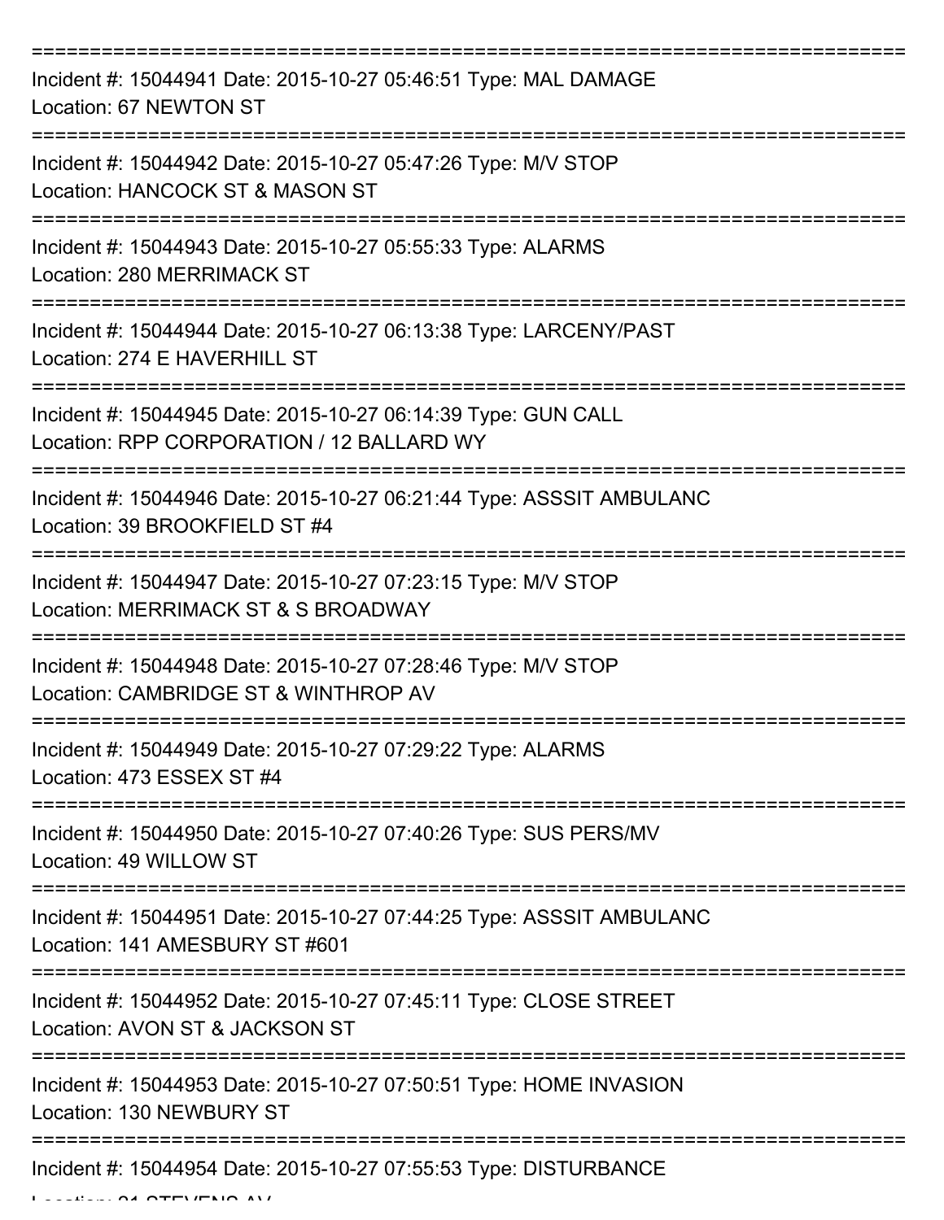Incident #: 15044941 Date: 2015-10-27 05:46:51 Type: MAL DAMAGE
Location: 67 NEWTON ST

Incident #: 15044942 Date: 2015-10-27 05:47:26 Type: M/V STOP
Location: HANCOCK ST & MASON ST

Incident #: 15044943 Date: 2015-10-27 05:55:33 Type: ALARMS
Location: 280 MERRIMACK ST

Incident #: 15044944 Date: 2015-10-27 06:13:38 Type: LARCENY/PAST
Location: 274 E HAVERHILL ST

Incident #: 15044945 Date: 2015-10-27 06:14:39 Type: GUN CALL
Location: RPP CORPORATION / 12 BALLARD WY

Incident #: 15044946 Date: 2015-10-27 06:21:44 Type: ASSSIT AMBULANC
Location: 39 BROOKFIELD ST #4

Incident #: 15044947 Date: 2015-10-27 07:23:15 Type: M/V STOP
Location: MERRIMACK ST & S BROADWAY

Incident #: 15044948 Date: 2015-10-27 07:28:46 Type: M/V STOP
Location: CAMBRIDGE ST & WINTHROP AV

Incident #: 15044949 Date: 2015-10-27 07:29:22 Type: ALARMS
Location: 473 ESSEX ST #4

Incident #: 15044950 Date: 2015-10-27 07:40:26 Type: SUS PERS/MV
Location: 49 WILLOW ST

Incident #: 15044951 Date: 2015-10-27 07:44:25 Type: ASSSIT AMBULANC
Location: 141 AMESBURY ST #601

Incident #: 15044952 Date: 2015-10-27 07:45:11 Type: CLOSE STREET
Location: AVON ST & JACKSON ST

Incident #: 15044953 Date: 2015-10-27 07:50:51 Type: HOME INVASION
Location: 130 NEWBURY ST

Incident #: 15044954 Date: 2015-10-27 07:55:53 Type: DISTURBANCE
Location: 21 STEVENS AV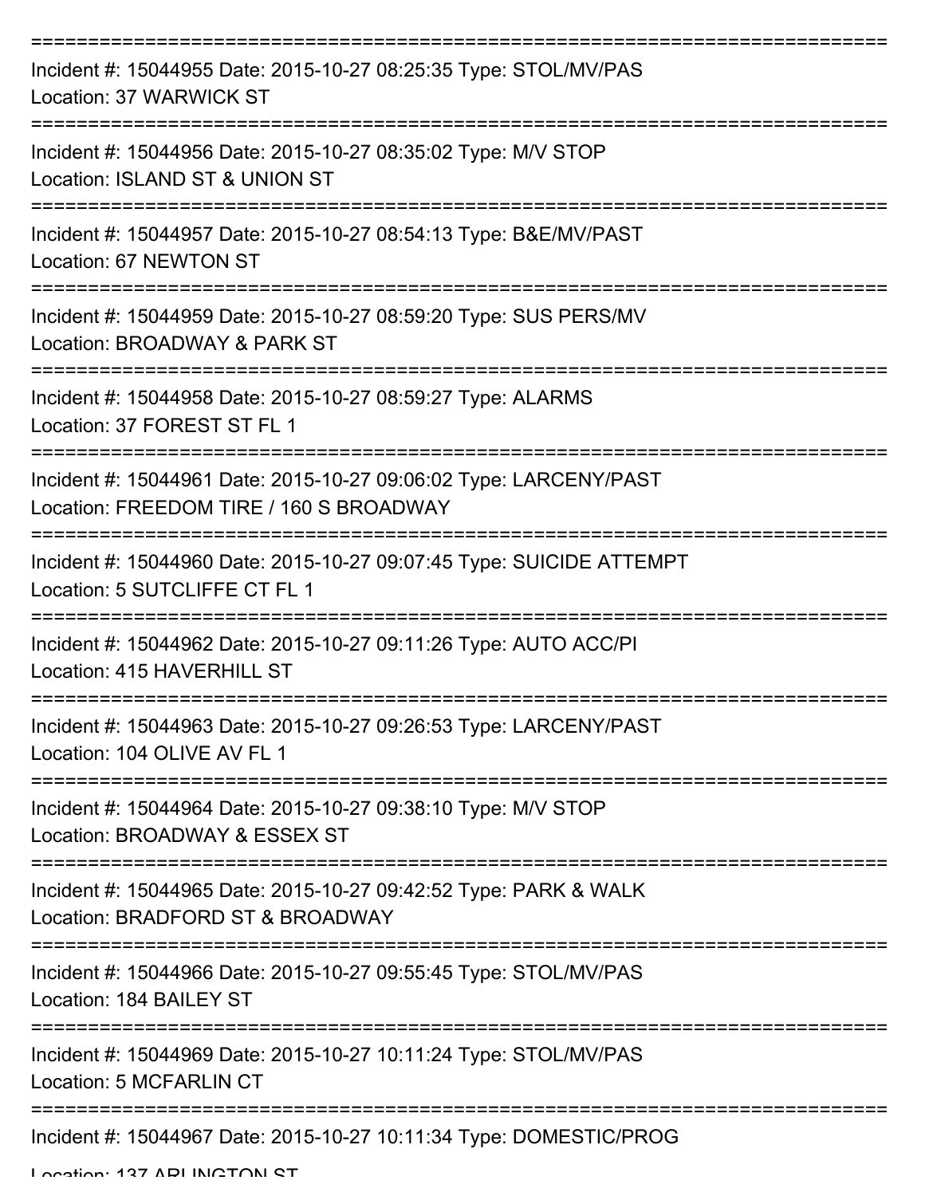===========================================================================
Incident #: 15044955 Date: 2015-10-27 08:25:35 Type: STOL/MV/PAS
Location: 37 WARWICK ST
===========================================================================
Incident #: 15044956 Date: 2015-10-27 08:35:02 Type: M/V STOP
Location: ISLAND ST & UNION ST
===========================================================================
Incident #: 15044957 Date: 2015-10-27 08:54:13 Type: B&E/MV/PAST
Location: 67 NEWTON ST
===========================================================================
Incident #: 15044959 Date: 2015-10-27 08:59:20 Type: SUS PERS/MV
Location: BROADWAY & PARK ST
===========================================================================
Incident #: 15044958 Date: 2015-10-27 08:59:27 Type: ALARMS
Location: 37 FOREST ST FL 1
===========================================================================
Incident #: 15044961 Date: 2015-10-27 09:06:02 Type: LARCENY/PAST
Location: FREEDOM TIRE / 160 S BROADWAY
===========================================================================
Incident #: 15044960 Date: 2015-10-27 09:07:45 Type: SUICIDE ATTEMPT
Location: 5 SUTCLIFFE CT FL 1
===========================================================================
Incident #: 15044962 Date: 2015-10-27 09:11:26 Type: AUTO ACC/PI
Location: 415 HAVERHILL ST
===========================================================================
Incident #: 15044963 Date: 2015-10-27 09:26:53 Type: LARCENY/PAST
Location: 104 OLIVE AV FL 1
===========================================================================
Incident #: 15044964 Date: 2015-10-27 09:38:10 Type: M/V STOP
Location: BROADWAY & ESSEX ST
===========================================================================
Incident #: 15044965 Date: 2015-10-27 09:42:52 Type: PARK & WALK
Location: BRADFORD ST & BROADWAY
===========================================================================
Incident #: 15044966 Date: 2015-10-27 09:55:45 Type: STOL/MV/PAS
Location: 184 BAILEY ST
===========================================================================
Incident #: 15044969 Date: 2015-10-27 10:11:24 Type: STOL/MV/PAS
Location: 5 MCFARLIN CT
===========================================================================
Incident #: 15044967 Date: 2015-10-27 10:11:34 Type: DOMESTIC/PROG
Location: 137 ARLINGTON ST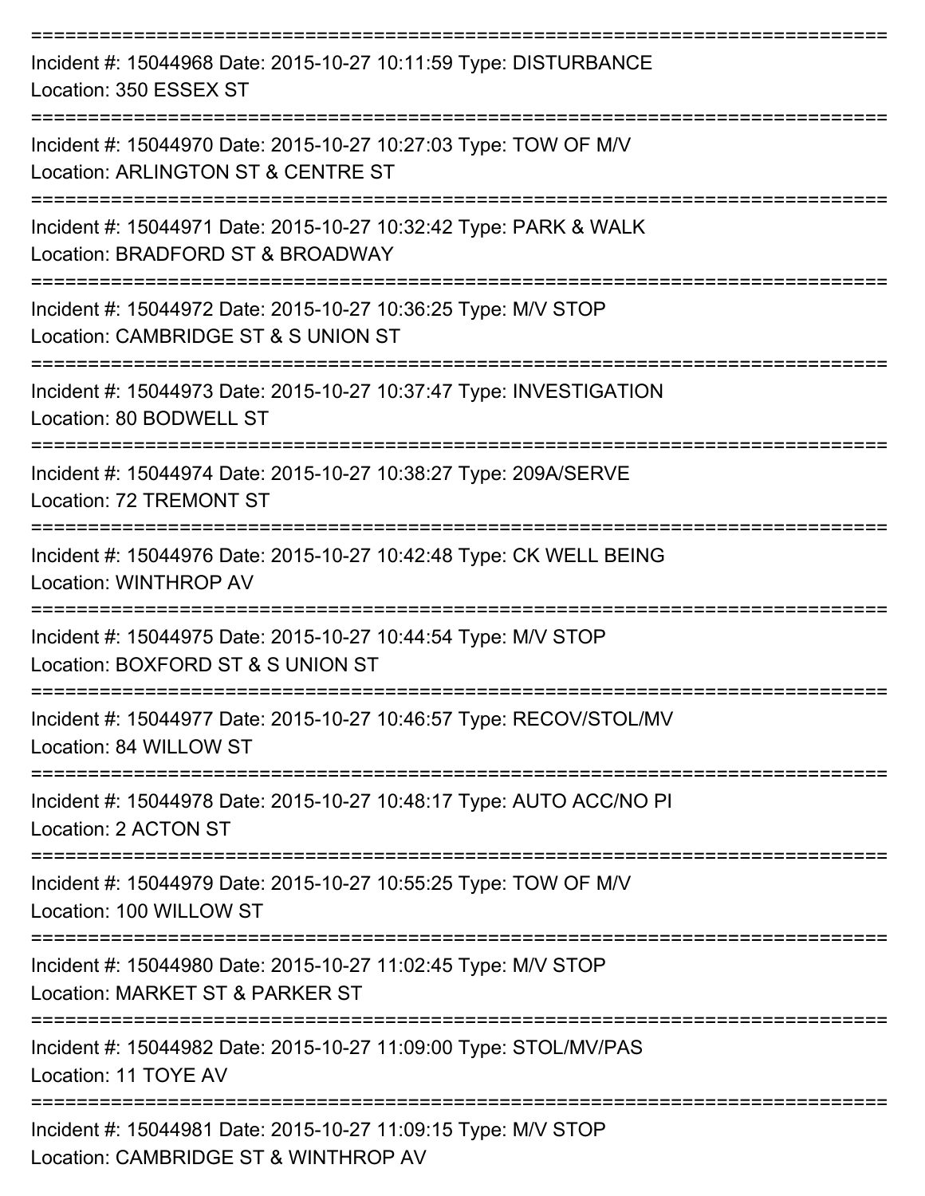===========================================================================

Incident #: 15044968 Date: 2015-10-27 10:11:59 Type: DISTURBANCE
Location: 350 ESSEX ST

===========================================================================

Incident #: 15044970 Date: 2015-10-27 10:27:03 Type: TOW OF M/V
Location: ARLINGTON ST & CENTRE ST

===========================================================================

Incident #: 15044971 Date: 2015-10-27 10:32:42 Type: PARK & WALK
Location: BRADFORD ST & BROADWAY

===========================================================================

Incident #: 15044972 Date: 2015-10-27 10:36:25 Type: M/V STOP
Location: CAMBRIDGE ST & S UNION ST

===========================================================================

Incident #: 15044973 Date: 2015-10-27 10:37:47 Type: INVESTIGATION
Location: 80 BODWELL ST

===========================================================================

Incident #: 15044974 Date: 2015-10-27 10:38:27 Type: 209A/SERVE
Location: 72 TREMONT ST

===========================================================================

Incident #: 15044976 Date: 2015-10-27 10:42:48 Type: CK WELL BEING
Location: WINTHROP AV

===========================================================================

Incident #: 15044975 Date: 2015-10-27 10:44:54 Type: M/V STOP
Location: BOXFORD ST & S UNION ST

===========================================================================

Incident #: 15044977 Date: 2015-10-27 10:46:57 Type: RECOV/STOL/MV
Location: 84 WILLOW ST

===========================================================================

Incident #: 15044978 Date: 2015-10-27 10:48:17 Type: AUTO ACC/NO PI
Location: 2 ACTON ST

===========================================================================

Incident #: 15044979 Date: 2015-10-27 10:55:25 Type: TOW OF M/V
Location: 100 WILLOW ST

===========================================================================

Incident #: 15044980 Date: 2015-10-27 11:02:45 Type: M/V STOP
Location: MARKET ST & PARKER ST

===========================================================================

Incident #: 15044982 Date: 2015-10-27 11:09:00 Type: STOL/MV/PAS
Location: 11 TOYE AV

===========================================================================

Incident #: 15044981 Date: 2015-10-27 11:09:15 Type: M/V STOP
Location: CAMBRIDGE ST & WINTHROP AV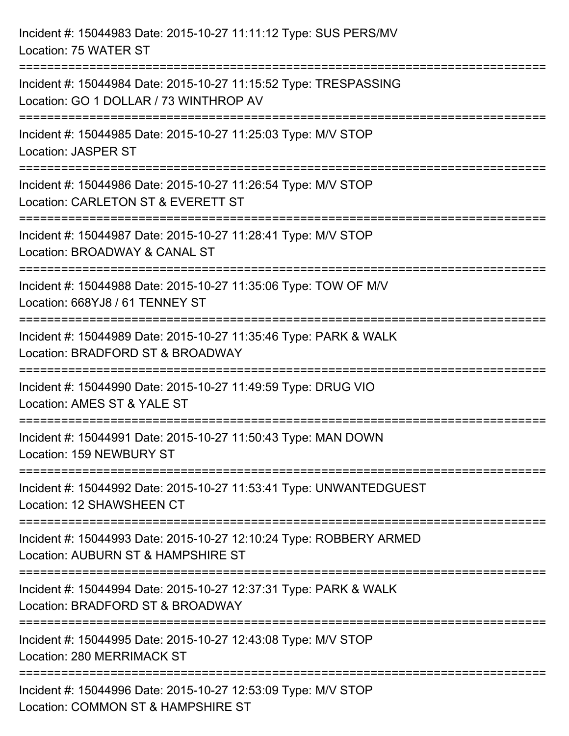Incident #: 15044983 Date: 2015-10-27 11:11:12 Type: SUS PERS/MV
Location: 75 WATER ST

===========================================================================

Incident #: 15044984 Date: 2015-10-27 11:15:52 Type: TRESPASSING
Location: GO 1 DOLLAR / 73 WINTHROP AV

===========================================================================

Incident #: 15044985 Date: 2015-10-27 11:25:03 Type: M/V STOP
Location: JASPER ST

===========================================================================

Incident #: 15044986 Date: 2015-10-27 11:26:54 Type: M/V STOP
Location: CARLETON ST & EVERETT ST

===========================================================================

Incident #: 15044987 Date: 2015-10-27 11:28:41 Type: M/V STOP
Location: BROADWAY & CANAL ST

===========================================================================

Incident #: 15044988 Date: 2015-10-27 11:35:06 Type: TOW OF M/V
Location: 668YJ8 / 61 TENNEY ST

===========================================================================

Incident #: 15044989 Date: 2015-10-27 11:35:46 Type: PARK & WALK
Location: BRADFORD ST & BROADWAY

===========================================================================

Incident #: 15044990 Date: 2015-10-27 11:49:59 Type: DRUG VIO
Location: AMES ST & YALE ST

===========================================================================

Incident #: 15044991 Date: 2015-10-27 11:50:43 Type: MAN DOWN
Location: 159 NEWBURY ST

===========================================================================

Incident #: 15044992 Date: 2015-10-27 11:53:41 Type: UNWANTEDGUEST
Location: 12 SHAWSHEEN CT

===========================================================================

Incident #: 15044993 Date: 2015-10-27 12:10:24 Type: ROBBERY ARMED
Location: AUBURN ST & HAMPSHIRE ST

===========================================================================

Incident #: 15044994 Date: 2015-10-27 12:37:31 Type: PARK & WALK
Location: BRADFORD ST & BROADWAY

===========================================================================

Incident #: 15044995 Date: 2015-10-27 12:43:08 Type: M/V STOP
Location: 280 MERRIMACK ST

===========================================================================

Incident #: 15044996 Date: 2015-10-27 12:53:09 Type: M/V STOP
Location: COMMON ST & HAMPSHIRE ST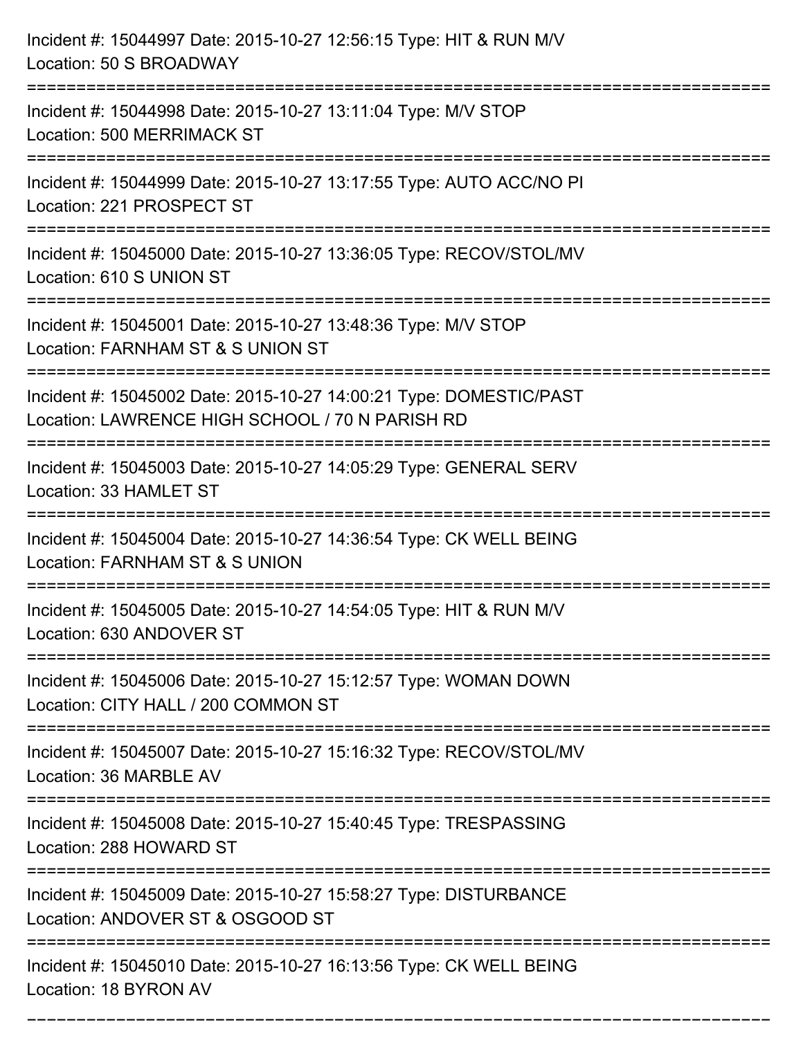Incident #: 15044997 Date: 2015-10-27 12:56:15 Type: HIT & RUN M/V
Location: 50 S BROADWAY

===========================================================================

Incident #: 15044998 Date: 2015-10-27 13:11:04 Type: M/V STOP
Location: 500 MERRIMACK ST

===========================================================================

Incident #: 15044999 Date: 2015-10-27 13:17:55 Type: AUTO ACC/NO PI
Location: 221 PROSPECT ST

===========================================================================

Incident #: 15045000 Date: 2015-10-27 13:36:05 Type: RECOV/STOL/MV
Location: 610 S UNION ST

===========================================================================

Incident #: 15045001 Date: 2015-10-27 13:48:36 Type: M/V STOP
Location: FARNHAM ST & S UNION ST

===========================================================================

Incident #: 15045002 Date: 2015-10-27 14:00:21 Type: DOMESTIC/PAST
Location: LAWRENCE HIGH SCHOOL / 70 N PARISH RD

===========================================================================

Incident #: 15045003 Date: 2015-10-27 14:05:29 Type: GENERAL SERV
Location: 33 HAMLET ST

===========================================================================

Incident #: 15045004 Date: 2015-10-27 14:36:54 Type: CK WELL BEING
Location: FARNHAM ST & S UNION

===========================================================================

Incident #: 15045005 Date: 2015-10-27 14:54:05 Type: HIT & RUN M/V
Location: 630 ANDOVER ST

===========================================================================

Incident #: 15045006 Date: 2015-10-27 15:12:57 Type: WOMAN DOWN
Location: CITY HALL / 200 COMMON ST

===========================================================================

Incident #: 15045007 Date: 2015-10-27 15:16:32 Type: RECOV/STOL/MV
Location: 36 MARBLE AV

===========================================================================

Incident #: 15045008 Date: 2015-10-27 15:40:45 Type: TRESPASSING
Location: 288 HOWARD ST

===========================================================================

Incident #: 15045009 Date: 2015-10-27 15:58:27 Type: DISTURBANCE
Location: ANDOVER ST & OSGOOD ST

===========================================================================

Incident #: 15045010 Date: 2015-10-27 16:13:56 Type: CK WELL BEING
Location: 18 BYRON AV

===========================================================================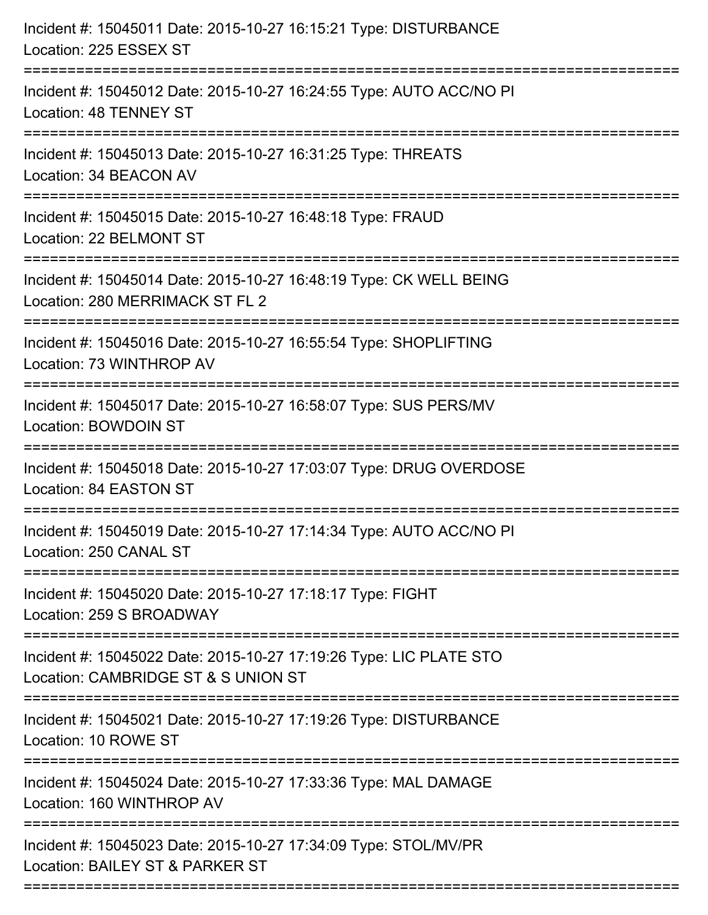Incident #: 15045011 Date: 2015-10-27 16:15:21 Type: DISTURBANCE
Location: 225 ESSEX ST

===========================================================================

Incident #: 15045012 Date: 2015-10-27 16:24:55 Type: AUTO ACC/NO PI
Location: 48 TENNEY ST

===========================================================================

Incident #: 15045013 Date: 2015-10-27 16:31:25 Type: THREATS
Location: 34 BEACON AV

===========================================================================

Incident #: 15045015 Date: 2015-10-27 16:48:18 Type: FRAUD
Location: 22 BELMONT ST

===========================================================================

Incident #: 15045014 Date: 2015-10-27 16:48:19 Type: CK WELL BEING
Location: 280 MERRIMACK ST FL 2

===========================================================================

Incident #: 15045016 Date: 2015-10-27 16:55:54 Type: SHOPLIFTING
Location: 73 WINTHROP AV

===========================================================================

Incident #: 15045017 Date: 2015-10-27 16:58:07 Type: SUS PERS/MV
Location: BOWDOIN ST

===========================================================================

Incident #: 15045018 Date: 2015-10-27 17:03:07 Type: DRUG OVERDOSE
Location: 84 EASTON ST

===========================================================================

Incident #: 15045019 Date: 2015-10-27 17:14:34 Type: AUTO ACC/NO PI
Location: 250 CANAL ST

===========================================================================

Incident #: 15045020 Date: 2015-10-27 17:18:17 Type: FIGHT
Location: 259 S BROADWAY

===========================================================================

Incident #: 15045022 Date: 2015-10-27 17:19:26 Type: LIC PLATE STO
Location: CAMBRIDGE ST & S UNION ST

===========================================================================

Incident #: 15045021 Date: 2015-10-27 17:19:26 Type: DISTURBANCE
Location: 10 ROWE ST

===========================================================================

Incident #: 15045024 Date: 2015-10-27 17:33:36 Type: MAL DAMAGE
Location: 160 WINTHROP AV

===========================================================================

Incident #: 15045023 Date: 2015-10-27 17:34:09 Type: STOL/MV/PR
Location: BAILEY ST & PARKER ST

===========================================================================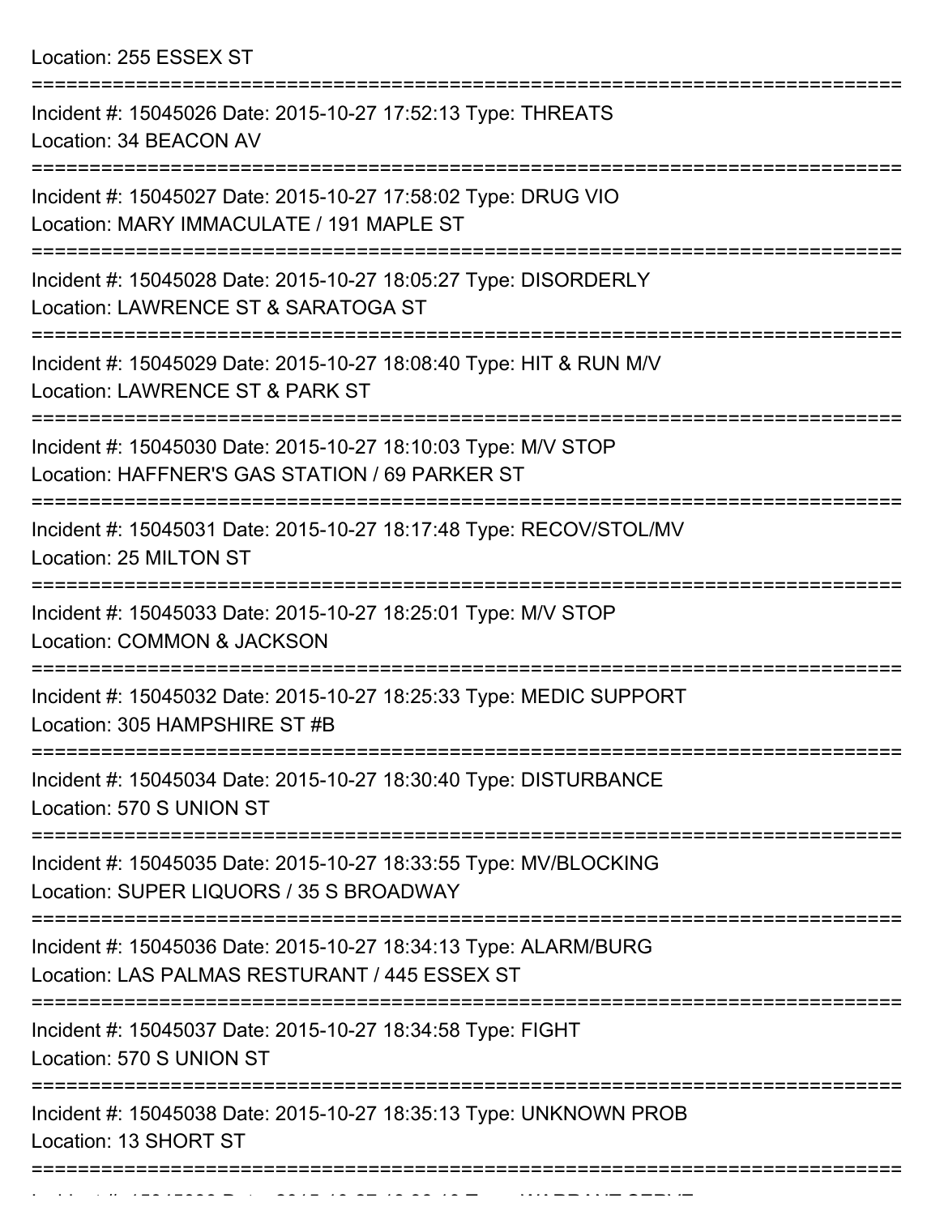Location: 255 ESSEX ST

===========================================================================

Incident #: 15045026 Date: 2015-10-27 17:52:13 Type: THREATS
Location: 34 BEACON AV

===========================================================================

Incident #: 15045027 Date: 2015-10-27 17:58:02 Type: DRUG VIO
Location: MARY IMMACULATE / 191 MAPLE ST

===========================================================================

Incident #: 15045028 Date: 2015-10-27 18:05:27 Type: DISORDERLY
Location: LAWRENCE ST & SARATOGA ST

===========================================================================

Incident #: 15045029 Date: 2015-10-27 18:08:40 Type: HIT & RUN M/V
Location: LAWRENCE ST & PARK ST

===========================================================================

Incident #: 15045030 Date: 2015-10-27 18:10:03 Type: M/V STOP
Location: HAFFNER'S GAS STATION / 69 PARKER ST

===========================================================================

Incident #: 15045031 Date: 2015-10-27 18:17:48 Type: RECOV/STOL/MV
Location: 25 MILTON ST

===========================================================================

Incident #: 15045033 Date: 2015-10-27 18:25:01 Type: M/V STOP
Location: COMMON & JACKSON

===========================================================================

Incident #: 15045032 Date: 2015-10-27 18:25:33 Type: MEDIC SUPPORT
Location: 305 HAMPSHIRE ST #B

===========================================================================

Incident #: 15045034 Date: 2015-10-27 18:30:40 Type: DISTURBANCE
Location: 570 S UNION ST

===========================================================================

Incident #: 15045035 Date: 2015-10-27 18:33:55 Type: MV/BLOCKING
Location: SUPER LIQUORS / 35 S BROADWAY

===========================================================================

Incident #: 15045036 Date: 2015-10-27 18:34:13 Type: ALARM/BURG
Location: LAS PALMAS RESTURANT / 445 ESSEX ST

===========================================================================

Incident #: 15045037 Date: 2015-10-27 18:34:58 Type: FIGHT
Location: 570 S UNION ST

===========================================================================

Incident #: 15045038 Date: 2015-10-27 18:35:13 Type: UNKNOWN PROB
Location: 13 SHORT ST

===========================================================================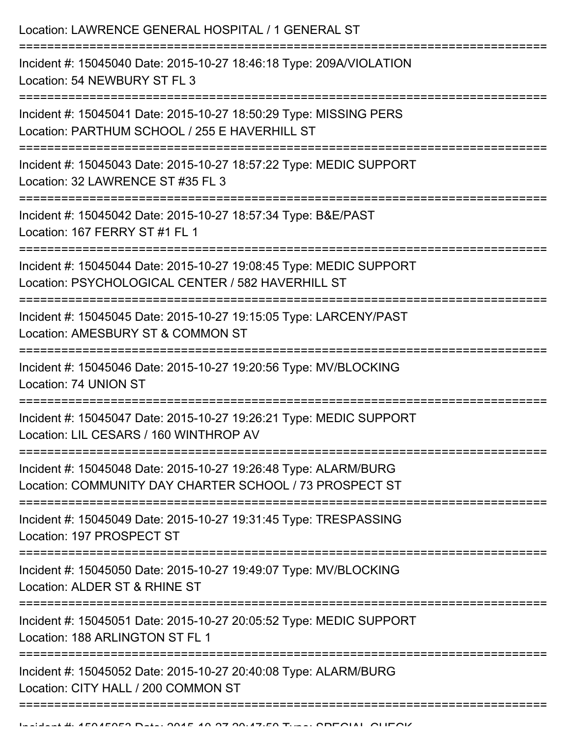Location: LAWRENCE GENERAL HOSPITAL / 1 GENERAL ST

===========================================================================

Incident #: 15045040 Date: 2015-10-27 18:46:18 Type: 209A/VIOLATION
Location: 54 NEWBURY ST FL 3

===========================================================================

Incident #: 15045041 Date: 2015-10-27 18:50:29 Type: MISSING PERS
Location: PARTHUM SCHOOL / 255 E HAVERHILL ST

===========================================================================

Incident #: 15045043 Date: 2015-10-27 18:57:22 Type: MEDIC SUPPORT
Location: 32 LAWRENCE ST #35 FL 3

===========================================================================

Incident #: 15045042 Date: 2015-10-27 18:57:34 Type: B&E/PAST
Location: 167 FERRY ST #1 FL 1

===========================================================================

Incident #: 15045044 Date: 2015-10-27 19:08:45 Type: MEDIC SUPPORT
Location: PSYCHOLOGICAL CENTER / 582 HAVERHILL ST

===========================================================================

Incident #: 15045045 Date: 2015-10-27 19:15:05 Type: LARCENY/PAST
Location: AMESBURY ST & COMMON ST

===========================================================================

Incident #: 15045046 Date: 2015-10-27 19:20:56 Type: MV/BLOCKING
Location: 74 UNION ST

===========================================================================

Incident #: 15045047 Date: 2015-10-27 19:26:21 Type: MEDIC SUPPORT
Location: LIL CESARS / 160 WINTHROP AV

===========================================================================

Incident #: 15045048 Date: 2015-10-27 19:26:48 Type: ALARM/BURG
Location: COMMUNITY DAY CHARTER SCHOOL / 73 PROSPECT ST

===========================================================================

Incident #: 15045049 Date: 2015-10-27 19:31:45 Type: TRESPASSING
Location: 197 PROSPECT ST

===========================================================================

Incident #: 15045050 Date: 2015-10-27 19:49:07 Type: MV/BLOCKING
Location: ALDER ST & RHINE ST

===========================================================================

Incident #: 15045051 Date: 2015-10-27 20:05:52 Type: MEDIC SUPPORT
Location: 188 ARLINGTON ST FL 1

===========================================================================

Incident #: 15045052 Date: 2015-10-27 20:40:08 Type: ALARM/BURG
Location: CITY HALL / 200 COMMON ST

===========================================================================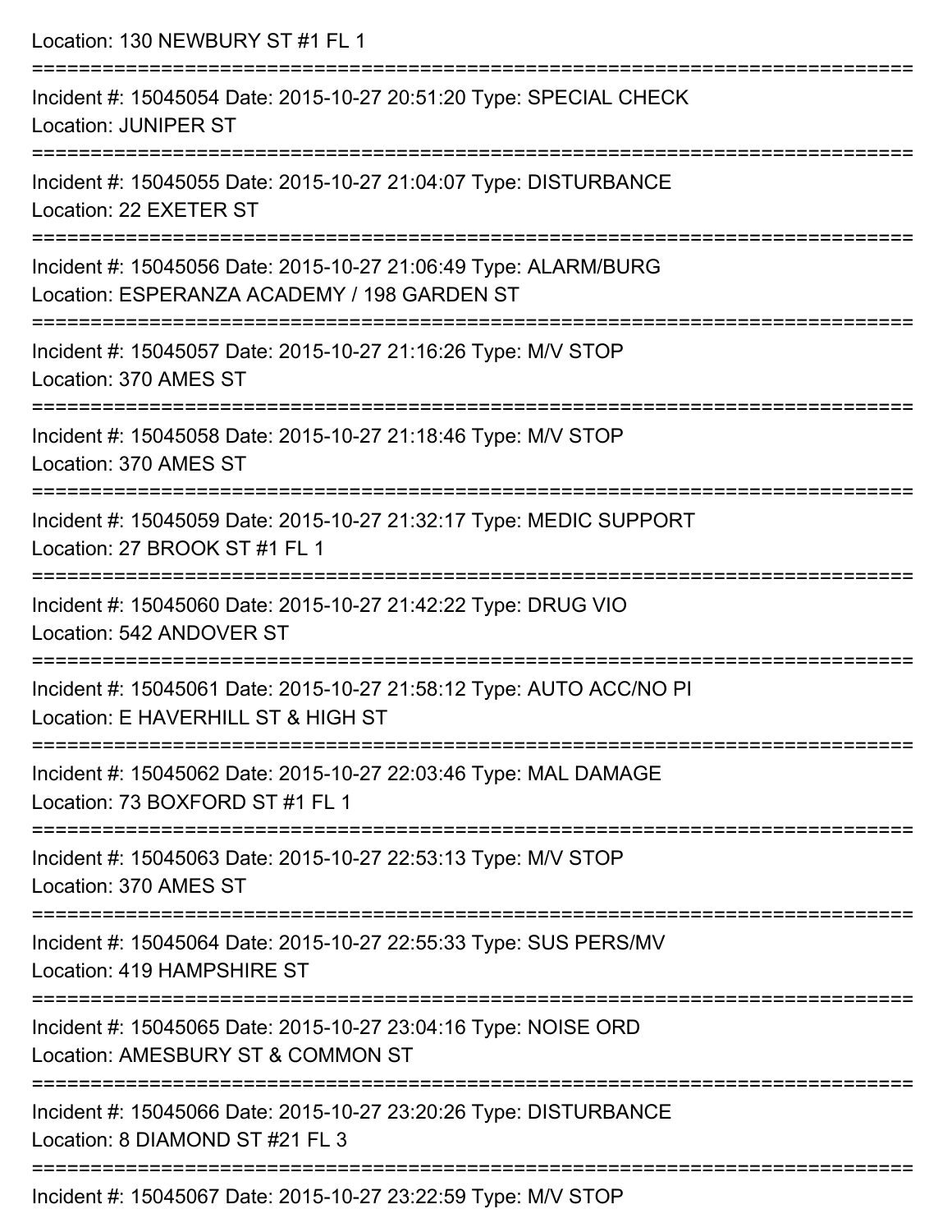Location: 130 NEWBURY ST #1 FL 1

===========================================================================

Incident #: 15045054 Date: 2015-10-27 20:51:20 Type: SPECIAL CHECK
Location: JUNIPER ST

===========================================================================

Incident #: 15045055 Date: 2015-10-27 21:04:07 Type: DISTURBANCE
Location: 22 EXETER ST

===========================================================================

Incident #: 15045056 Date: 2015-10-27 21:06:49 Type: ALARM/BURG
Location: ESPERANZA ACADEMY / 198 GARDEN ST

===========================================================================

Incident #: 15045057 Date: 2015-10-27 21:16:26 Type: M/V STOP
Location: 370 AMES ST

===========================================================================

Incident #: 15045058 Date: 2015-10-27 21:18:46 Type: M/V STOP
Location: 370 AMES ST

===========================================================================

Incident #: 15045059 Date: 2015-10-27 21:32:17 Type: MEDIC SUPPORT
Location: 27 BROOK ST #1 FL 1

===========================================================================

Incident #: 15045060 Date: 2015-10-27 21:42:22 Type: DRUG VIO
Location: 542 ANDOVER ST

===========================================================================

Incident #: 15045061 Date: 2015-10-27 21:58:12 Type: AUTO ACC/NO PI
Location: E HAVERHILL ST & HIGH ST

===========================================================================

Incident #: 15045062 Date: 2015-10-27 22:03:46 Type: MAL DAMAGE
Location: 73 BOXFORD ST #1 FL 1

===========================================================================

Incident #: 15045063 Date: 2015-10-27 22:53:13 Type: M/V STOP
Location: 370 AMES ST

===========================================================================

Incident #: 15045064 Date: 2015-10-27 22:55:33 Type: SUS PERS/MV
Location: 419 HAMPSHIRE ST

===========================================================================

Incident #: 15045065 Date: 2015-10-27 23:04:16 Type: NOISE ORD
Location: AMESBURY ST & COMMON ST

===========================================================================

Incident #: 15045066 Date: 2015-10-27 23:20:26 Type: DISTURBANCE
Location: 8 DIAMOND ST #21 FL 3

===========================================================================

Incident #: 15045067 Date: 2015-10-27 23:22:59 Type: M/V STOP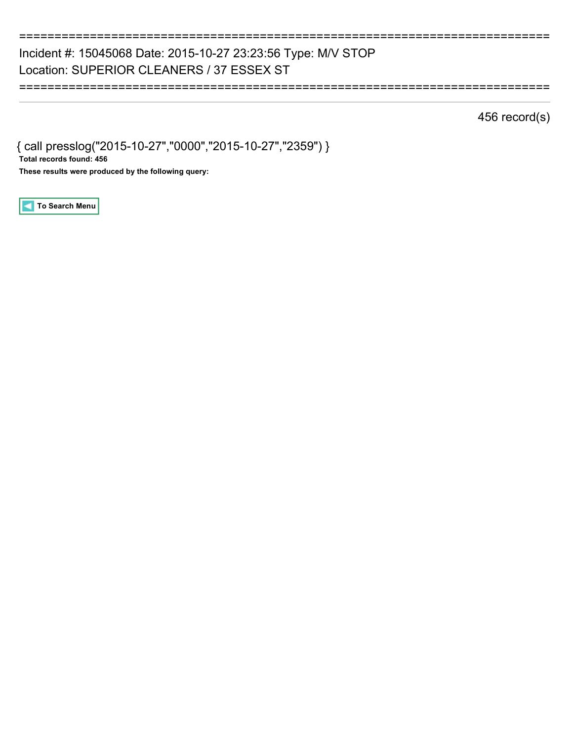===========================================================================

Incident #: 15045068 Date: 2015-10-27 23:23:56 Type: M/V STOP

Location: SUPERIOR CLEANERS / 37 ESSEX ST

===========================================================================

---

456 record(s)

{ call presslog("2015-10-27","0000","2015-10-27","2359") }

**Total records found: 456**

**These results were produced by the following query:**

**To Search Menu**